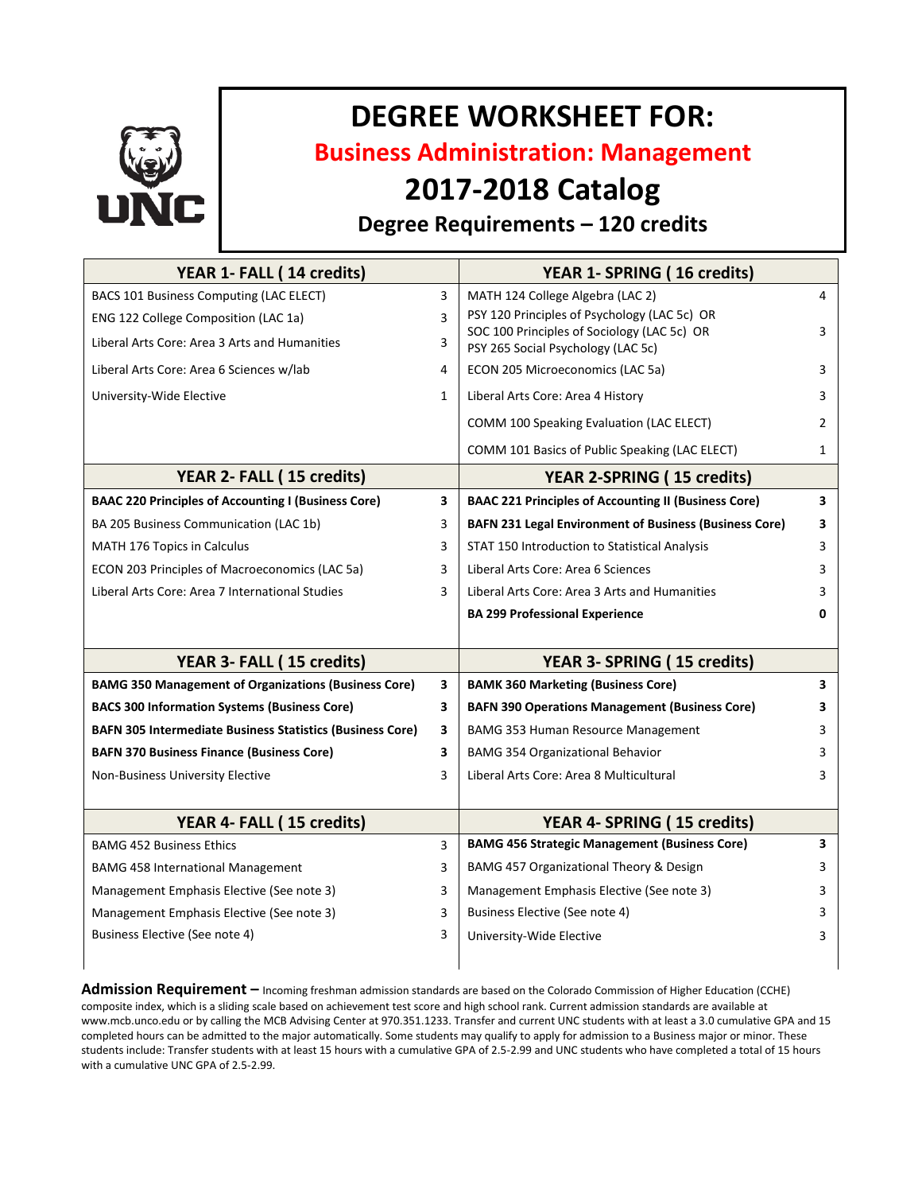# DEGREE WORKSHEET FOR:

## Business Administration: Management

## 2017-2018 Catalog

### Degree Requirements – 120 credits

| YEAR 1- FALL ( 14 credits) | | YEAR 1- SPRING ( 16 credits) | |
|---|---|---|---|
| BACS 101 Business Computing (LAC ELECT) | 3 | MATH 124 College Algebra (LAC 2) | 4 |
| ENG 122 College Composition (LAC 1a) | 3 | PSY 120 Principles of Psychology (LAC 5c) OR SOC 100 Principles of Sociology (LAC 5c) OR PSY 265 Social Psychology (LAC 5c) | 3 |
| Liberal Arts Core: Area 3 Arts and Humanities | 3 | ECON 205 Microeconomics (LAC 5a) | 3 |
| Liberal Arts Core: Area 6 Sciences w/lab | 4 | Liberal Arts Core: Area 4 History | 3 |
| University-Wide Elective | 1 | COMM 100 Speaking Evaluation (LAC ELECT) | 2 |
| | | COMM 101 Basics of Public Speaking (LAC ELECT) | 1 |
| **YEAR 2- FALL ( 15 credits)** | | **YEAR 2-SPRING ( 15 credits)** | |
| **BAAC 220 Principles of Accounting I (Business Core)** | **3** | **BAAC 221 Principles of Accounting II (Business Core)** | **3** |
| BA 205 Business Communication (LAC 1b) | 3 | **BAFN 231 Legal Environment of Business (Business Core)** | **3** |
| MATH 176 Topics in Calculus | 3 | STAT 150 Introduction to Statistical Analysis | 3 |
| ECON 203 Principles of Macroeconomics (LAC 5a) | 3 | Liberal Arts Core: Area 6 Sciences | 3 |
| Liberal Arts Core: Area 7 International Studies | 3 | Liberal Arts Core: Area 3 Arts and Humanities | 3 |
| | | **BA 299 Professional Experience** | **0** |
| **YEAR 3- FALL ( 15 credits)** | | **YEAR 3- SPRING ( 15 credits)** | |
| **BAMG 350 Management of Organizations (Business Core)** | **3** | **BAMK 360 Marketing (Business Core)** | **3** |
| **BACS 300 Information Systems (Business Core)** | **3** | **BAFN 390 Operations Management (Business Core)** | **3** |
| **BAFN 305 Intermediate Business Statistics (Business Core)** | **3** | BAMG 353 Human Resource Management | 3 |
| **BAFN 370 Business Finance (Business Core)** | **3** | BAMG 354 Organizational Behavior | 3 |
| Non-Business University Elective | 3 | Liberal Arts Core: Area 8 Multicultural | 3 |
| **YEAR 4- FALL ( 15 credits)** | | **YEAR 4- SPRING ( 15 credits)** | |
| BAMG 452 Business Ethics | 3 | **BAMG 456 Strategic Management (Business Core)** | **3** |
| BAMG 458 International Management | 3 | BAMG 457 Organizational Theory & Design | 3 |
| Management Emphasis Elective (See note 3) | 3 | Management Emphasis Elective (See note 3) | 3 |
| Management Emphasis Elective (See note 3) | 3 | Business Elective (See note 4) | 3 |
| Business Elective (See note 4) | 3 | University-Wide Elective | 3 |

**Admission Requirement –** Incoming freshman admission standards are based on the Colorado Commission of Higher Education (CCHE) composite index, which is a sliding scale based on achievement test score and high school rank. Current admission standards are available at www.mcb.unco.edu or by calling the MCB Advising Center at 970.351.1233. Transfer and current UNC students with at least a 3.0 cumulative GPA and 15 completed hours can be admitted to the major automatically. Some students may qualify to apply for admission to a Business major or minor. These students include: Transfer students with at least 15 hours with a cumulative GPA of 2.5-2.99 and UNC students who have completed a total of 15 hours with a cumulative UNC GPA of 2.5-2.99.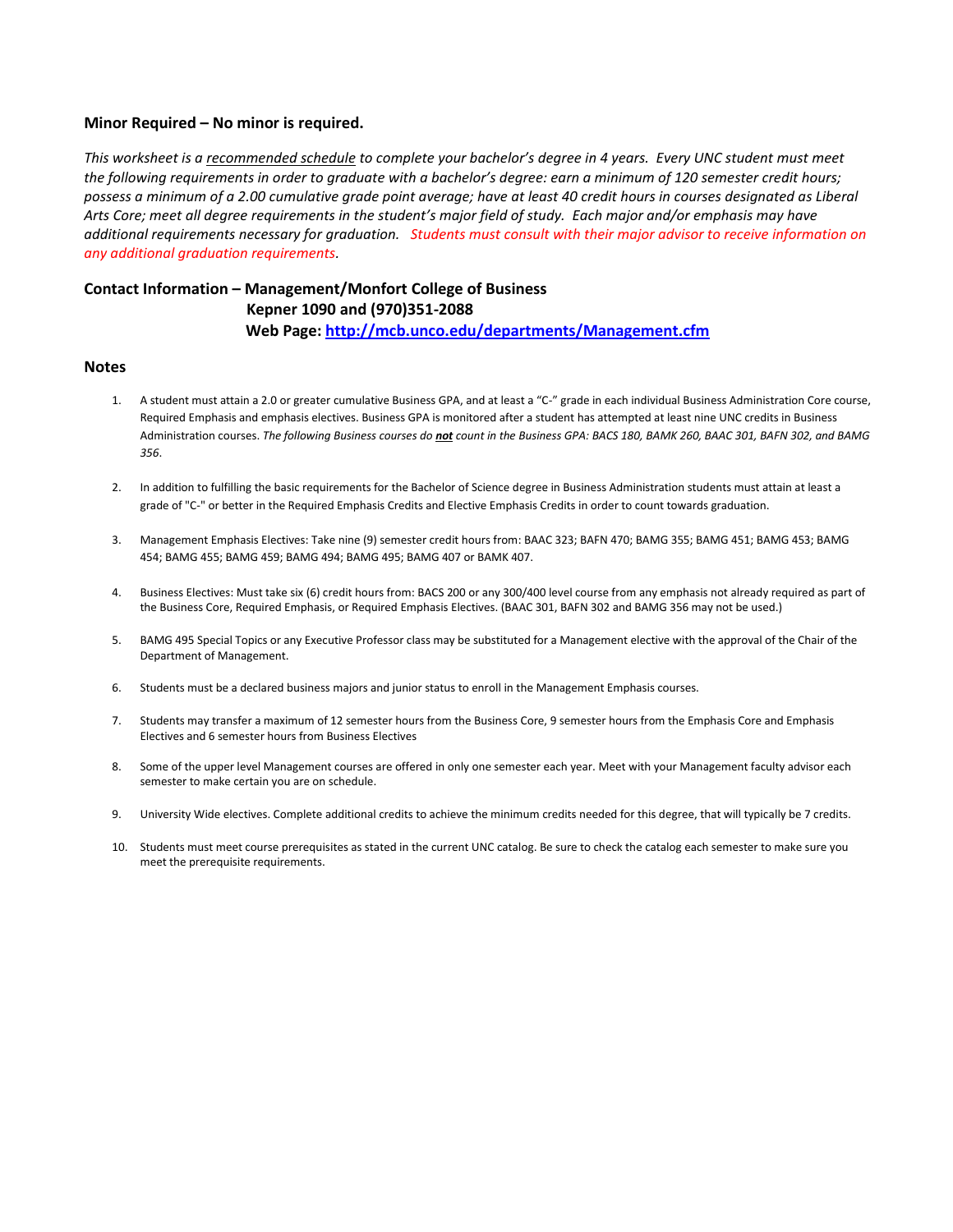**Minor Required – No minor is required.**

*This worksheet is a recommended schedule to complete your bachelor's degree in 4 years. Every UNC student must meet the following requirements in order to graduate with a bachelor's degree: earn a minimum of 120 semester credit hours; possess a minimum of a 2.00 cumulative grade point average; have at least 40 credit hours in courses designated as Liberal Arts Core; meet all degree requirements in the student's major field of study. Each major and/or emphasis may have additional requirements necessary for graduation. Students must consult with their major advisor to receive information on any additional graduation requirements.*

**Contact Information – Management/Monfort College of Business**
**Kepner 1090 and (970)351-2088**
**Web Page: [http://mcb.unco.edu/departments/Management.cfm](http://mcb.unco.edu/departments/Management.cfm)**

**Notes**

1. A student must attain a 2.0 or greater cumulative Business GPA, and at least a "C-" grade in each individual Business Administration Core course, Required Emphasis and emphasis electives. Business GPA is monitored after a student has attempted at least nine UNC credits in Business Administration courses. *The following Business courses do **not** count in the Business GPA: BACS 180, BAMK 260, BAAC 301, BAFN 302, and BAMG 356*.

2. In addition to fulfilling the basic requirements for the Bachelor of Science degree in Business Administration students must attain at least a grade of "C-" or better in the Required Emphasis Credits and Elective Emphasis Credits in order to count towards graduation.

3. Management Emphasis Electives: Take nine (9) semester credit hours from: BAAC 323; BAFN 470; BAMG 355; BAMG 451; BAMG 453; BAMG 454; BAMG 455; BAMG 459; BAMG 494; BAMG 495; BAMG 407 or BAMK 407.

4. Business Electives: Must take six (6) credit hours from: BACS 200 or any 300/400 level course from any emphasis not already required as part of the Business Core, Required Emphasis, or Required Emphasis Electives. (BAAC 301, BAFN 302 and BAMG 356 may not be used.)

5. BAMG 495 Special Topics or any Executive Professor class may be substituted for a Management elective with the approval of the Chair of the Department of Management.

6. Students must be a declared business majors and junior status to enroll in the Management Emphasis courses.

7. Students may transfer a maximum of 12 semester hours from the Business Core, 9 semester hours from the Emphasis Core and Emphasis Electives and 6 semester hours from Business Electives

8. Some of the upper level Management courses are offered in only one semester each year. Meet with your Management faculty advisor each semester to make certain you are on schedule.

9. University Wide electives. Complete additional credits to achieve the minimum credits needed for this degree, that will typically be 7 credits.

10. Students must meet course prerequisites as stated in the current UNC catalog. Be sure to check the catalog each semester to make sure you meet the prerequisite requirements.